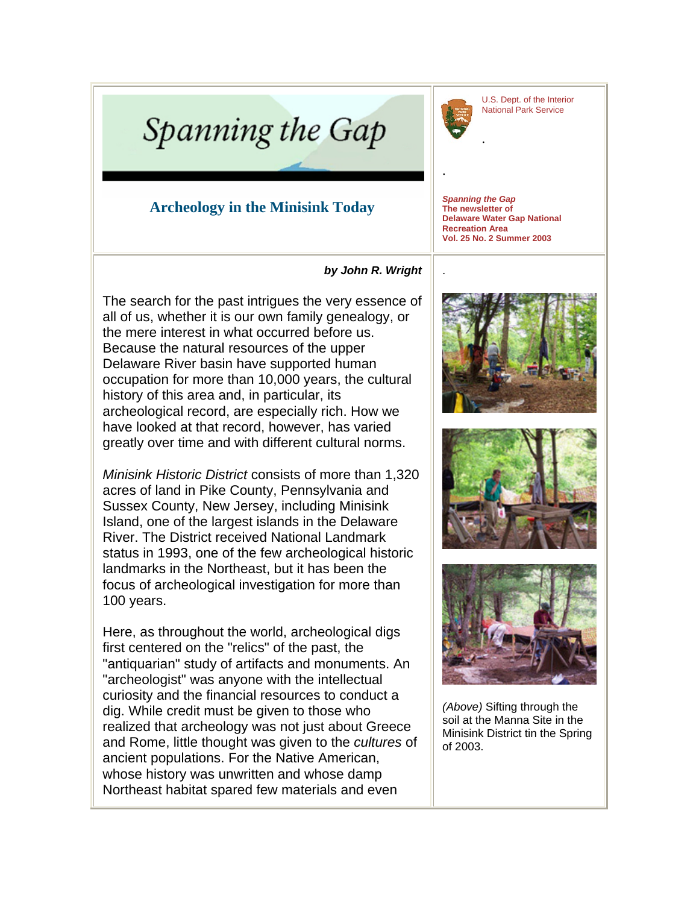# Spanning the Gap

U.S. Dept. of the Interior
National Park Service

## Archeology in the Minisink Today

***Spanning the Gap***
**The newsletter of Delaware Water Gap National Recreation Area**
**Vol. 25 No. 2 Summer 2003**

***by John R. Wright***

The search for the past intrigues the very essence of all of us, whether it is our own family genealogy, or the mere interest in what occurred before us. Because the natural resources of the upper Delaware River basin have supported human occupation for more than 10,000 years, the cultural history of this area and, in particular, its archeological record, are especially rich. How we have looked at that record, however, has varied greatly over time and with different cultural norms.

*Minisink Historic District* consists of more than 1,320 acres of land in Pike County, Pennsylvania and Sussex County, New Jersey, including Minisink Island, one of the largest islands in the Delaware River. The District received National Landmark status in 1993, one of the few archeological historic landmarks in the Northeast, but it has been the focus of archeological investigation for more than 100 years.

Here, as throughout the world, archeological digs first centered on the "relics" of the past, the "antiquarian" study of artifacts and monuments. An "archeologist" was anyone with the intellectual curiosity and the financial resources to conduct a dig. While credit must be given to those who realized that archeology was not just about Greece and Rome, little thought was given to the *cultures* of ancient populations. For the Native American, whose history was unwritten and whose damp Northeast habitat spared few materials and even

*(Above)* Sifting through the soil at the Manna Site in the Minisink District tin the Spring of 2003.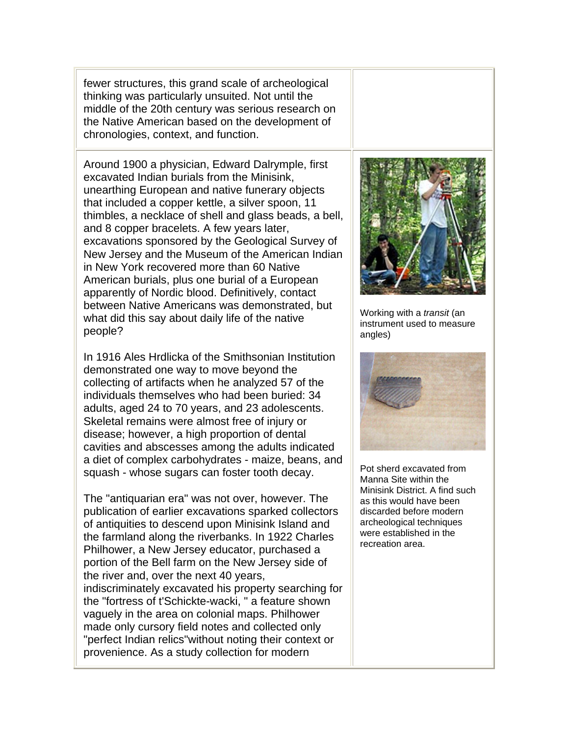fewer structures, this grand scale of archeological thinking was particularly unsuited. Not until the middle of the 20th century was serious research on the Native American based on the development of chronologies, context, and function.

Around 1900 a physician, Edward Dalrymple, first excavated Indian burials from the Minisink, unearthing European and native funerary objects that included a copper kettle, a silver spoon, 11 thimbles, a necklace of shell and glass beads, a bell, and 8 copper bracelets. A few years later, excavations sponsored by the Geological Survey of New Jersey and the Museum of the American Indian in New York recovered more than 60 Native American burials, plus one burial of a European apparently of Nordic blood. Definitively, contact between Native Americans was demonstrated, but what did this say about daily life of the native people?

In 1916 Ales Hrdlicka of the Smithsonian Institution demonstrated one way to move beyond the collecting of artifacts when he analyzed 57 of the individuals themselves who had been buried: 34 adults, aged 24 to 70 years, and 23 adolescents. Skeletal remains were almost free of injury or disease; however, a high proportion of dental cavities and abscesses among the adults indicated a diet of complex carbohydrates - maize, beans, and squash - whose sugars can foster tooth decay.

The "antiquarian era" was not over, however. The publication of earlier excavations sparked collectors of antiquities to descend upon Minisink Island and the farmland along the riverbanks. In 1922 Charles Philhower, a New Jersey educator, purchased a portion of the Bell farm on the New Jersey side of the river and, over the next 40 years, indiscriminately excavated his property searching for the "fortress of t'Schickte-wacki, " a feature shown vaguely in the area on colonial maps. Philhower made only cursory field notes and collected only "perfect Indian relics"without noting their context or provenience. As a study collection for modern

Working with a *transit* (an instrument used to measure angles)

Pot sherd excavated from Manna Site within the Minisink District. A find such as this would have been discarded before modern archeological techniques were established in the recreation area.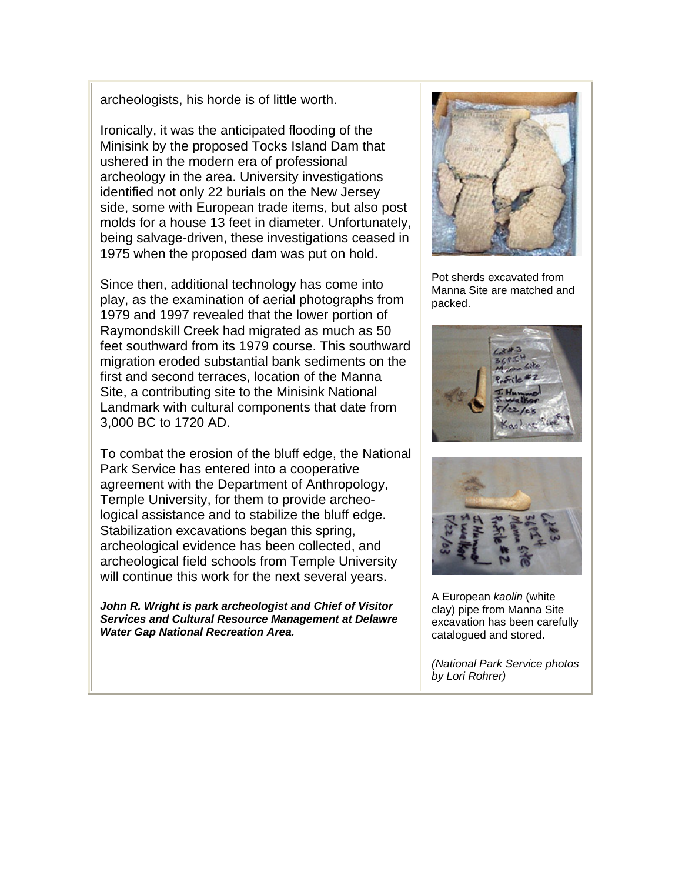archeologists, his horde is of little worth.

Ironically, it was the anticipated flooding of the Minisink by the proposed Tocks Island Dam that ushered in the modern era of professional archeology in the area. University investigations identified not only 22 burials on the New Jersey side, some with European trade items, but also post molds for a house 13 feet in diameter. Unfortunately, being salvage-driven, these investigations ceased in 1975 when the proposed dam was put on hold.

Since then, additional technology has come into play, as the examination of aerial photographs from 1979 and 1997 revealed that the lower portion of Raymondskill Creek had migrated as much as 50 feet southward from its 1979 course. This southward migration eroded substantial bank sediments on the first and second terraces, location of the Manna Site, a contributing site to the Minisink National Landmark with cultural components that date from 3,000 BC to 1720 AD.

To combat the erosion of the bluff edge, the National Park Service has entered into a cooperative agreement with the Department of Anthropology, Temple University, for them to provide archeo-logical assistance and to stabilize the bluff edge. Stabilization excavations began this spring, archeological evidence has been collected, and archeological field schools from Temple University will continue this work for the next several years.

***John R. Wright is park archeologist and Chief of Visitor Services and Cultural Resource Management at Delawre Water Gap National Recreation Area.***

Pot sherds excavated from Manna Site are matched and packed.

A European *kaolin* (white clay) pipe from Manna Site excavation has been carefully catalogued and stored.

*(National Park Service photos by Lori Rohrer)*